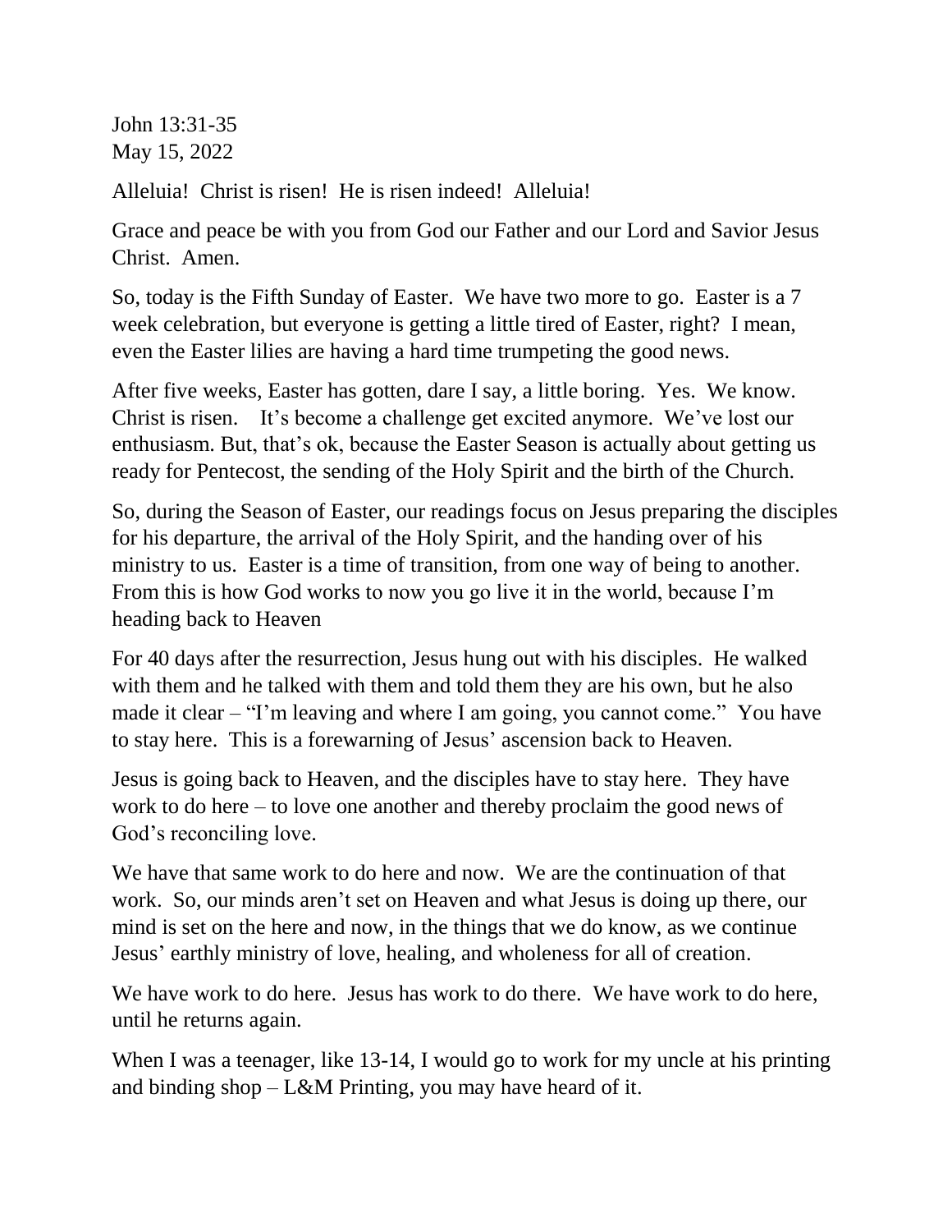John 13:31-35
May 15, 2022

Alleluia! Christ is risen! He is risen indeed! Alleluia!

Grace and peace be with you from God our Father and our Lord and Savior Jesus Christ. Amen.

So, today is the Fifth Sunday of Easter. We have two more to go. Easter is a 7 week celebration, but everyone is getting a little tired of Easter, right? I mean, even the Easter lilies are having a hard time trumpeting the good news.

After five weeks, Easter has gotten, dare I say, a little boring. Yes. We know. Christ is risen. It's become a challenge get excited anymore. We've lost our enthusiasm. But, that's ok, because the Easter Season is actually about getting us ready for Pentecost, the sending of the Holy Spirit and the birth of the Church.

So, during the Season of Easter, our readings focus on Jesus preparing the disciples for his departure, the arrival of the Holy Spirit, and the handing over of his ministry to us. Easter is a time of transition, from one way of being to another. From this is how God works to now you go live it in the world, because I'm heading back to Heaven

For 40 days after the resurrection, Jesus hung out with his disciples. He walked with them and he talked with them and told them they are his own, but he also made it clear – "I'm leaving and where I am going, you cannot come." You have to stay here. This is a forewarning of Jesus' ascension back to Heaven.

Jesus is going back to Heaven, and the disciples have to stay here. They have work to do here – to love one another and thereby proclaim the good news of God's reconciling love.

We have that same work to do here and now. We are the continuation of that work. So, our minds aren't set on Heaven and what Jesus is doing up there, our mind is set on the here and now, in the things that we do know, as we continue Jesus' earthly ministry of love, healing, and wholeness for all of creation.

We have work to do here. Jesus has work to do there. We have work to do here, until he returns again.

When I was a teenager, like 13-14, I would go to work for my uncle at his printing and binding shop – L&M Printing, you may have heard of it.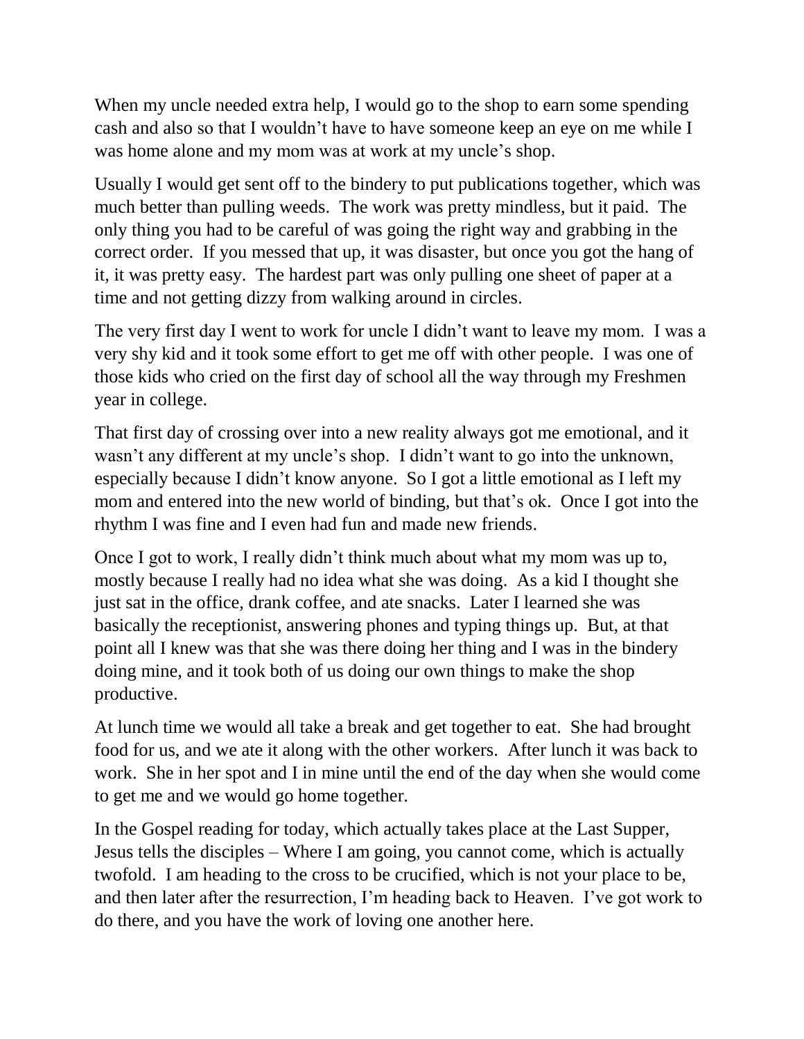When my uncle needed extra help, I would go to the shop to earn some spending cash and also so that I wouldn't have to have someone keep an eye on me while I was home alone and my mom was at work at my uncle's shop.

Usually I would get sent off to the bindery to put publications together, which was much better than pulling weeds. The work was pretty mindless, but it paid. The only thing you had to be careful of was going the right way and grabbing in the correct order. If you messed that up, it was disaster, but once you got the hang of it, it was pretty easy. The hardest part was only pulling one sheet of paper at a time and not getting dizzy from walking around in circles.

The very first day I went to work for uncle I didn't want to leave my mom. I was a very shy kid and it took some effort to get me off with other people. I was one of those kids who cried on the first day of school all the way through my Freshmen year in college.

That first day of crossing over into a new reality always got me emotional, and it wasn't any different at my uncle's shop. I didn't want to go into the unknown, especially because I didn't know anyone. So I got a little emotional as I left my mom and entered into the new world of binding, but that's ok. Once I got into the rhythm I was fine and I even had fun and made new friends.

Once I got to work, I really didn't think much about what my mom was up to, mostly because I really had no idea what she was doing. As a kid I thought she just sat in the office, drank coffee, and ate snacks. Later I learned she was basically the receptionist, answering phones and typing things up. But, at that point all I knew was that she was there doing her thing and I was in the bindery doing mine, and it took both of us doing our own things to make the shop productive.

At lunch time we would all take a break and get together to eat. She had brought food for us, and we ate it along with the other workers. After lunch it was back to work. She in her spot and I in mine until the end of the day when she would come to get me and we would go home together.

In the Gospel reading for today, which actually takes place at the Last Supper, Jesus tells the disciples – Where I am going, you cannot come, which is actually twofold. I am heading to the cross to be crucified, which is not your place to be, and then later after the resurrection, I'm heading back to Heaven. I've got work to do there, and you have the work of loving one another here.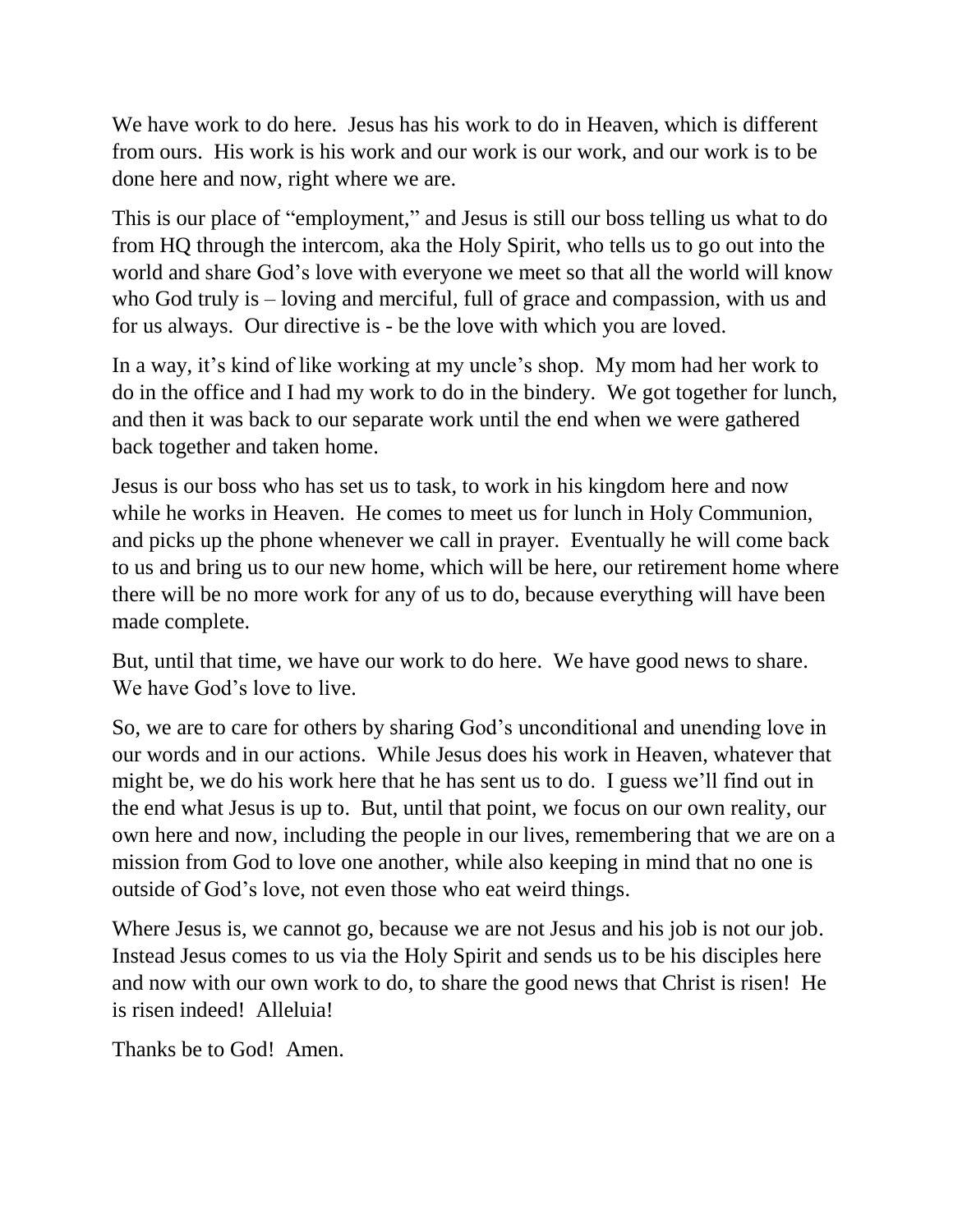We have work to do here. Jesus has his work to do in Heaven, which is different from ours. His work is his work and our work is our work, and our work is to be done here and now, right where we are.

This is our place of "employment," and Jesus is still our boss telling us what to do from HQ through the intercom, aka the Holy Spirit, who tells us to go out into the world and share God's love with everyone we meet so that all the world will know who God truly is – loving and merciful, full of grace and compassion, with us and for us always. Our directive is - be the love with which you are loved.

In a way, it's kind of like working at my uncle's shop. My mom had her work to do in the office and I had my work to do in the bindery. We got together for lunch, and then it was back to our separate work until the end when we were gathered back together and taken home.

Jesus is our boss who has set us to task, to work in his kingdom here and now while he works in Heaven. He comes to meet us for lunch in Holy Communion, and picks up the phone whenever we call in prayer. Eventually he will come back to us and bring us to our new home, which will be here, our retirement home where there will be no more work for any of us to do, because everything will have been made complete.

But, until that time, we have our work to do here. We have good news to share. We have God's love to live.

So, we are to care for others by sharing God's unconditional and unending love in our words and in our actions. While Jesus does his work in Heaven, whatever that might be, we do his work here that he has sent us to do. I guess we'll find out in the end what Jesus is up to. But, until that point, we focus on our own reality, our own here and now, including the people in our lives, remembering that we are on a mission from God to love one another, while also keeping in mind that no one is outside of God's love, not even those who eat weird things.

Where Jesus is, we cannot go, because we are not Jesus and his job is not our job. Instead Jesus comes to us via the Holy Spirit and sends us to be his disciples here and now with our own work to do, to share the good news that Christ is risen! He is risen indeed! Alleluia!

Thanks be to God! Amen.